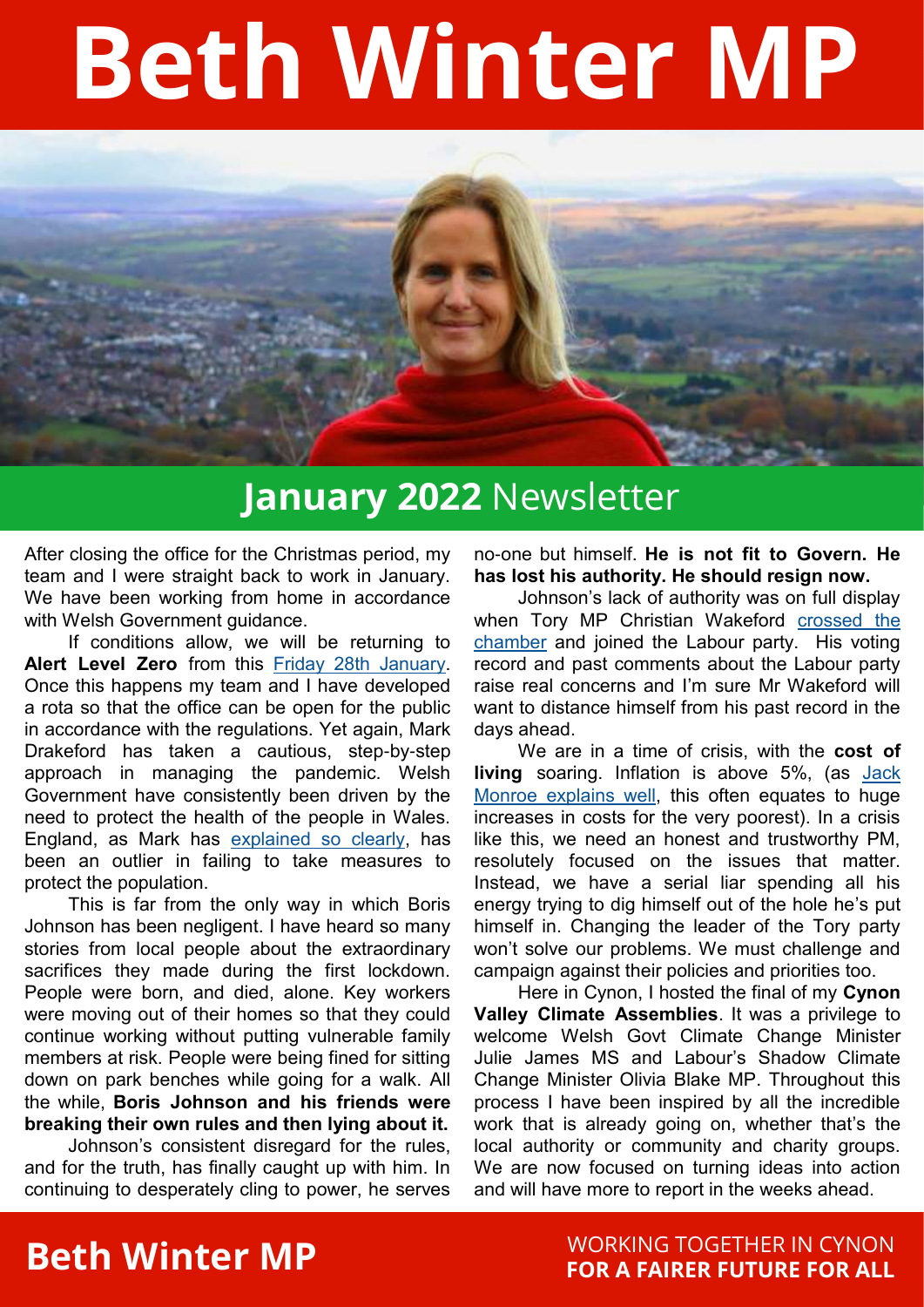# Beth Winter MP

## **January 2022** Newsletter

After closing the office for the Christmas period, my team and I were straight back to work in January. We have been working from home in accordance with Welsh Government guidance.

If conditions allow, we will be returning to **Alert Level Zero** from this Friday 28th January. Once this happens my team and I have developed a rota so that the office can be open for the public in accordance with the regulations. Yet again, Mark Drakeford has taken a cautious, step-by-step approach in managing the pandemic. Welsh Government have consistently been driven by the need to protect the health of the people in Wales. England, as Mark has explained so clearly, has been an outlier in failing to take measures to protect the population.

This is far from the only way in which Boris Johnson has been negligent. I have heard so many stories from local people about the extraordinary sacrifices they made during the first lockdown. People were born, and died, alone. Key workers were moving out of their homes so that they could continue working without putting vulnerable family members at risk. People were being fined for sitting down on park benches while going for a walk. All the while, **Boris Johnson and his friends were breaking their own rules and then lying about it.**

Johnson's consistent disregard for the rules, and for the truth, has finally caught up with him. In continuing to desperately cling to power, he serves no-one but himself. **He is not fit to Govern. He has lost his authority. He should resign now.**

Johnson's lack of authority was on full display when Tory MP Christian Wakeford crossed the chamber and joined the Labour party. His voting record and past comments about the Labour party raise real concerns and I'm sure Mr Wakeford will want to distance himself from his past record in the days ahead.

We are in a time of crisis, with the **cost of living** soaring. Inflation is above 5%, (as Jack Monroe explains well, this often equates to huge increases in costs for the very poorest). In a crisis like this, we need an honest and trustworthy PM, resolutely focused on the issues that matter. Instead, we have a serial liar spending all his energy trying to dig himself out of the hole he's put himself in. Changing the leader of the Tory party won't solve our problems. We must challenge and campaign against their policies and priorities too.

Here in Cynon, I hosted the final of my **Cynon Valley Climate Assemblies**. It was a privilege to welcome Welsh Govt Climate Change Minister Julie James MS and Labour's Shadow Climate Change Minister Olivia Blake MP. Throughout this process I have been inspired by all the incredible work that is already going on, whether that's the local authority or community and charity groups. We are now focused on turning ideas into action and will have more to report in the weeks ahead.

**Beth Winter MP**

WORKING TOGETHER IN CYNON
**FOR A FAIRER FUTURE FOR ALL**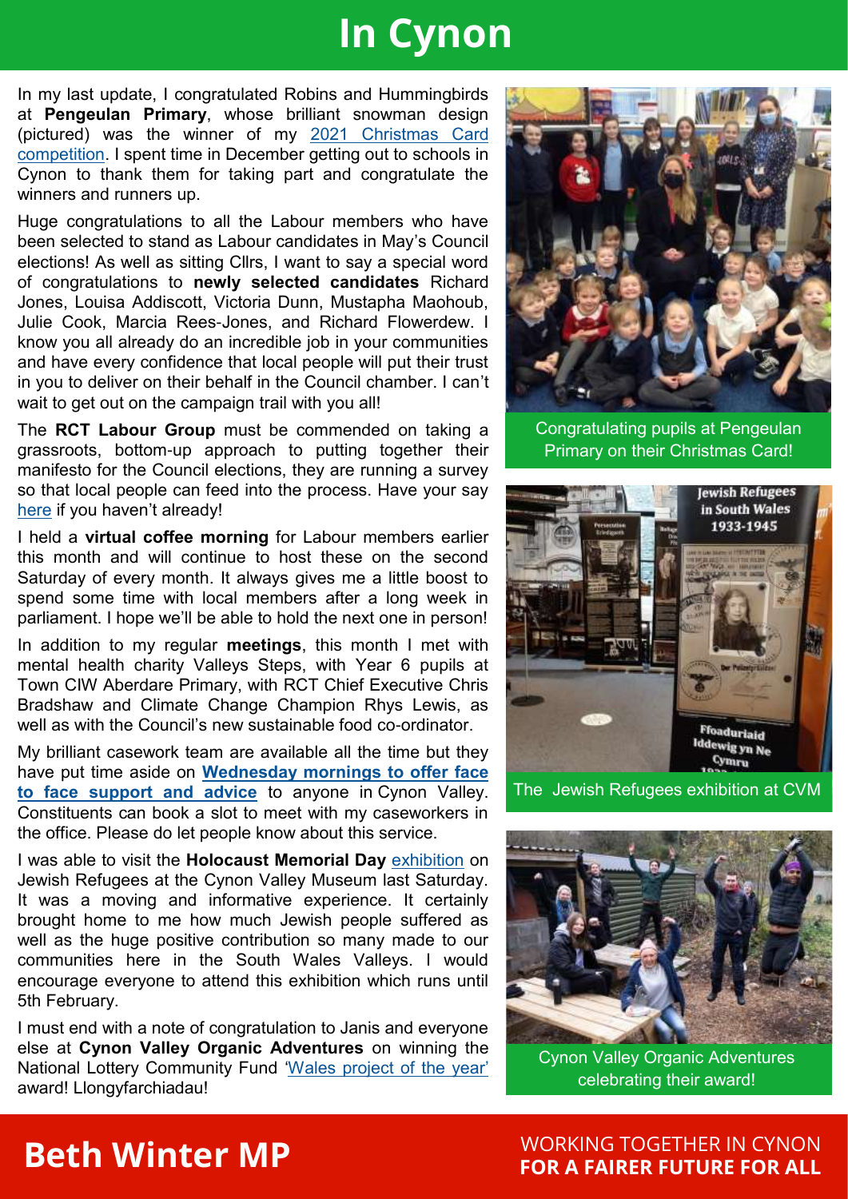# In Cynon

In my last update, I congratulated Robins and Hummingbirds at **Pengeulan Primary**, whose brilliant snowman design (pictured) was the winner of my 2021 Christmas Card competition. I spent time in December getting out to schools in Cynon to thank them for taking part and congratulate the winners and runners up.

Huge congratulations to all the Labour members who have been selected to stand as Labour candidates in May's Council elections! As well as sitting Cllrs, I want to say a special word of congratulations to **newly selected candidates** Richard Jones, Louisa Addiscott, Victoria Dunn, Mustapha Maohoub, Julie Cook, Marcia Rees-Jones, and Richard Flowerdew. I know you all already do an incredible job in your communities and have every confidence that local people will put their trust in you to deliver on their behalf in the Council chamber. I can't wait to get out on the campaign trail with you all!

The **RCT Labour Group** must be commended on taking a grassroots, bottom-up approach to putting together their manifesto for the Council elections, they are running a survey so that local people can feed into the process. Have your say here if you haven't already!

I held a **virtual coffee morning** for Labour members earlier this month and will continue to host these on the second Saturday of every month. It always gives me a little boost to spend some time with local members after a long week in parliament. I hope we'll be able to hold the next one in person!

In addition to my regular **meetings**, this month I met with mental health charity Valleys Steps, with Year 6 pupils at Town CIW Aberdare Primary, with RCT Chief Executive Chris Bradshaw and Climate Change Champion Rhys Lewis, as well as with the Council's new sustainable food co-ordinator.

My brilliant casework team are available all the time but they have put time aside on **Wednesday mornings to offer face to face support and advice** to anyone in Cynon Valley. Constituents can book a slot to meet with my caseworkers in the office. Please do let people know about this service.

I was able to visit the **Holocaust Memorial Day** exhibition on Jewish Refugees at the Cynon Valley Museum last Saturday. It was a moving and informative experience. It certainly brought home to me how much Jewish people suffered as well as the huge positive contribution so many made to our communities here in the South Wales Valleys. I would encourage everyone to attend this exhibition which runs until 5th February.

I must end with a note of congratulation to Janis and everyone else at **Cynon Valley Organic Adventures** on winning the National Lottery Community Fund 'Wales project of the year' award! Llongyfarchiadau!

Congratulating pupils at Pengeulan Primary on their Christmas Card!

The Jewish Refugees exhibition at CVM

Cynon Valley Organic Adventures celebrating their award!

**Beth Winter MP**

WORKING TOGETHER IN CYNON **FOR A FAIRER FUTURE FOR ALL**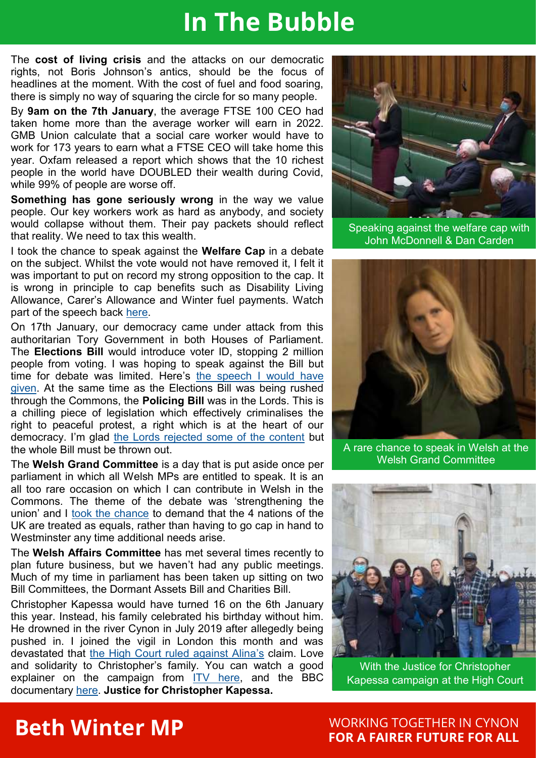# In The Bubble

The **cost of living crisis** and the attacks on our democratic rights, not Boris Johnson's antics, should be the focus of headlines at the moment. With the cost of fuel and food soaring, there is simply no way of squaring the circle for so many people.

By **9am on the 7th January**, the average FTSE 100 CEO had taken home more than the average worker will earn in 2022. GMB Union calculate that a social care worker would have to work for 173 years to earn what a FTSE CEO will take home this year. Oxfam released a report which shows that the 10 richest people in the world have DOUBLED their wealth during Covid, while 99% of people are worse off.

**Something has gone seriously wrong** in the way we value people. Our key workers work as hard as anybody, and society would collapse without them. Their pay packets should reflect that reality. We need to tax this wealth.

I took the chance to speak against the **Welfare Cap** in a debate on the subject. Whilst the vote would not have removed it, I felt it was important to put on record my strong opposition to the cap. It is wrong in principle to cap benefits such as Disability Living Allowance, Carer's Allowance and Winter fuel payments. Watch part of the speech back here.

On 17th January, our democracy came under attack from this authoritarian Tory Government in both Houses of Parliament. The **Elections Bill** would introduce voter ID, stopping 2 million people from voting. I was hoping to speak against the Bill but time for debate was limited. Here's the speech I would have given. At the same time as the Elections Bill was being rushed through the Commons, the **Policing Bill** was in the Lords. This is a chilling piece of legislation which effectively criminalises the right to peaceful protest, a right which is at the heart of our democracy. I'm glad the Lords rejected some of the content but the whole Bill must be thrown out.

The **Welsh Grand Committee** is a day that is put aside once per parliament in which all Welsh MPs are entitled to speak. It is an all too rare occasion on which I can contribute in Welsh in the Commons. The theme of the debate was 'strengthening the union' and I took the chance to demand that the 4 nations of the UK are treated as equals, rather than having to go cap in hand to Westminster any time additional needs arise.

The **Welsh Affairs Committee** has met several times recently to plan future business, but we haven't had any public meetings. Much of my time in parliament has been taken up sitting on two Bill Committees, the Dormant Assets Bill and Charities Bill.

Christopher Kapessa would have turned 16 on the 6th January this year. Instead, his family celebrated his birthday without him. He drowned in the river Cynon in July 2019 after allegedly being pushed in. I joined the vigil in London this month and was devastated that the High Court ruled against Alina's claim. Love and solidarity to Christopher's family. You can watch a good explainer on the campaign from ITV here, and the BBC documentary here. **Justice for Christopher Kapessa.**

Speaking against the welfare cap with John McDonnell & Dan Carden

A rare chance to speak in Welsh at the Welsh Grand Committee

With the Justice for Christopher Kapessa campaign at the High Court

**Beth Winter MP**

WORKING TOGETHER IN CYNON
**FOR A FAIRER FUTURE FOR ALL**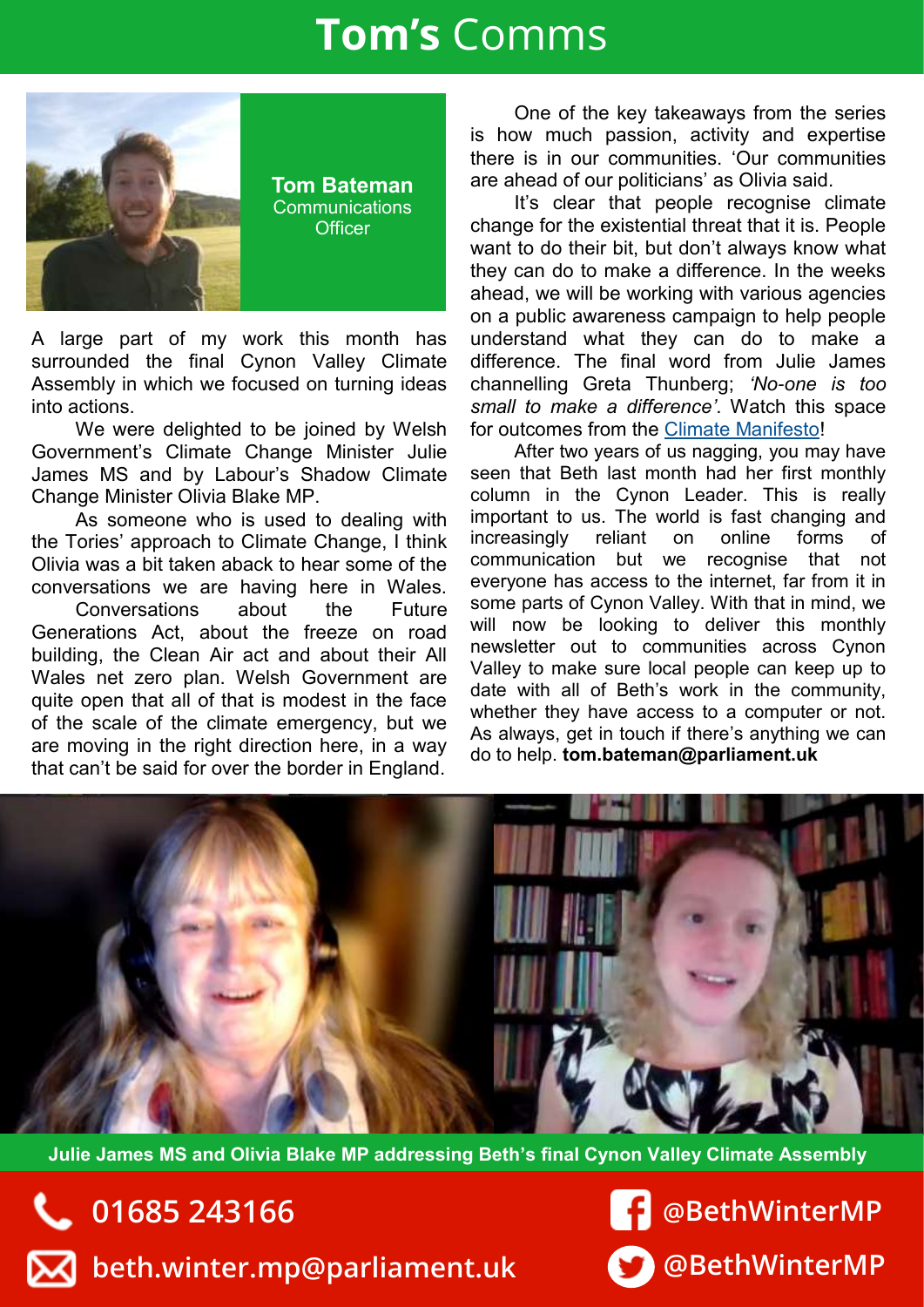# **Tom's** Comms

**Tom Bateman**
Communications Officer

A large part of my work this month has surrounded the final Cynon Valley Climate Assembly in which we focused on turning ideas into actions.

We were delighted to be joined by Welsh Government's Climate Change Minister Julie James MS and by Labour's Shadow Climate Change Minister Olivia Blake MP.

As someone who is used to dealing with the Tories' approach to Climate Change, I think Olivia was a bit taken aback to hear some of the conversations we are having here in Wales. Conversations about the Future Generations Act, about the freeze on road building, the Clean Air act and about their All Wales net zero plan. Welsh Government are quite open that all of that is modest in the face of the scale of the climate emergency, but we are moving in the right direction here, in a way that can't be said for over the border in England.

One of the key takeaways from the series is how much passion, activity and expertise there is in our communities. 'Our communities are ahead of our politicians' as Olivia said.

It's clear that people recognise climate change for the existential threat that it is. People want to do their bit, but don't always know what they can do to make a difference. In the weeks ahead, we will be working with various agencies on a public awareness campaign to help people understand what they can do to make a difference. The final word from Julie James channelling Greta Thunberg; *'No-one is too small to make a difference'*. Watch this space for outcomes from the Climate Manifesto!

After two years of us nagging, you may have seen that Beth last month had her first monthly column in the Cynon Leader. This is really important to us. The world is fast changing and increasingly reliant on online forms of communication but we recognise that not everyone has access to the internet, far from it in some parts of Cynon Valley. With that in mind, we will now be looking to deliver this monthly newsletter out to communities across Cynon Valley to make sure local people can keep up to date with all of Beth's work in the community, whether they have access to a computer or not. As always, get in touch if there's anything we can do to help. **tom.bateman@parliament.uk**

**Julie James MS and Olivia Blake MP addressing Beth's final Cynon Valley Climate Assembly**

01685 243166

beth.winter.mp@parliament.uk

@BethWinterMP

@BethWinterMP